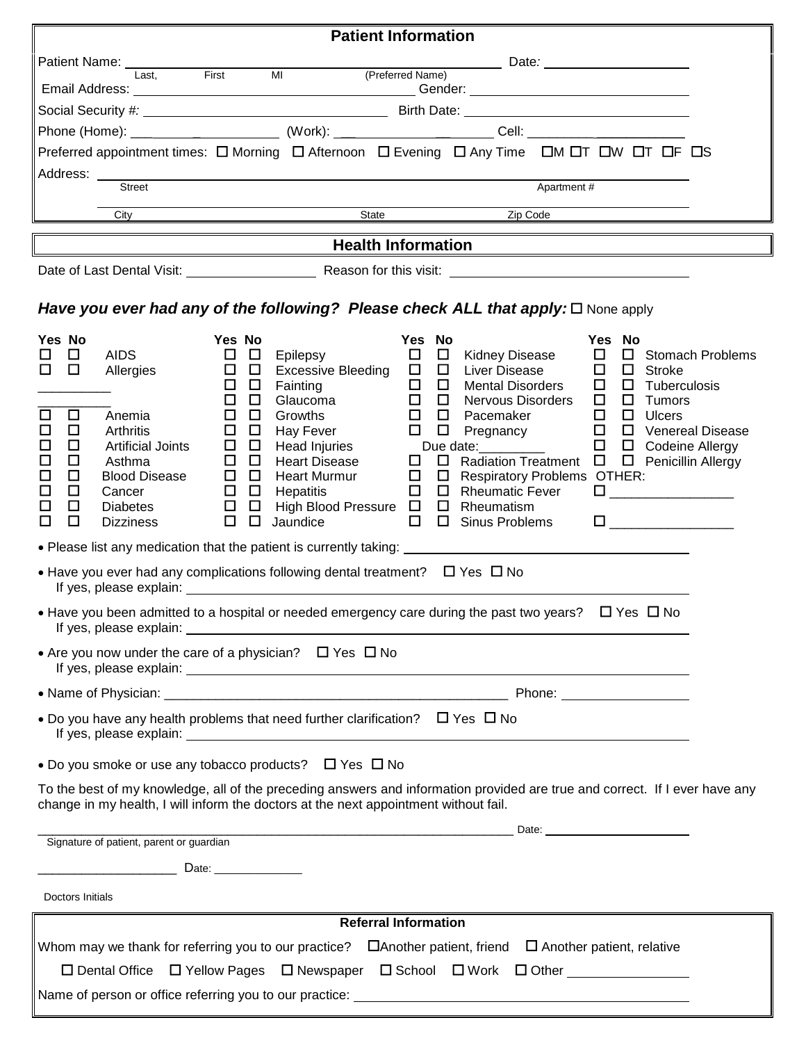## Patient Information

Patient Name: ______________________________________________ Date: ____________________
Last, First MI (Preferred Name)

Email Address: ______________________________________ Gender: ______________________________

Social Security #: ________________________________ Birth Date: ______________________________

Phone (Home): ___________________ (Work): ______________________ Cell: ______________________

Preferred appointment times: ☐ Morning ☐ Afternoon ☐ Evening ☐ Any Time ☐M ☐T ☐W ☐T ☐F ☐S

Address: ______________________________________________________________________________
Street Apartment #

_______________________________________________________________________________________
City State Zip Code

## Health Information

Date of Last Dental Visit: __________________ Reason for this visit: ______________________________

***Have you ever had any of the following? Please check ALL that apply:*** ☐ None apply

| Yes | No | | Yes | No | | Yes | No | | Yes | No | |
|---|---|---|---|---|---|---|---|---|---|---|---|
| ☐ | ☐ | AIDS | ☐ | ☐ | Epilepsy | ☐ | ☐ | Kidney Disease | ☐ | ☐ | Stomach Problems |
| ☐ | ☐ | Allergies | ☐ | ☐ | Excessive Bleeding | ☐ | ☐ | Liver Disease | ☐ | ☐ | Stroke |
| | | __________ | ☐ | ☐ | Fainting | ☐ | ☐ | Mental Disorders | ☐ | ☐ | Tuberculosis |
| | | __________ | ☐ | ☐ | Glaucoma | ☐ | ☐ | Nervous Disorders | ☐ | ☐ | Tumors |
| ☐ | ☐ | Anemia | ☐ | ☐ | Growths | ☐ | ☐ | Pacemaker | ☐ | ☐ | Ulcers |
| ☐ | ☐ | Arthritis | ☐ | ☐ | Hay Fever | ☐ | ☐ | Pregnancy | ☐ | ☐ | Venereal Disease |
| ☐ | ☐ | Artificial Joints | ☐ | ☐ | Head Injuries | | | Due date:_________ | ☐ | ☐ | Codeine Allergy |
| ☐ | ☐ | Asthma | ☐ | ☐ | Heart Disease | ☐ | ☐ | Radiation Treatment | ☐ | ☐ | Penicillin Allergy |
| ☐ | ☐ | Blood Disease | ☐ | ☐ | Heart Murmur | ☐ | ☐ | Respiratory Problems | | | OTHER: |
| ☐ | ☐ | Cancer | ☐ | ☐ | Hepatitis | ☐ | ☐ | Rheumatic Fever | ☐ | | _________________ |
| ☐ | ☐ | Diabetes | ☐ | ☐ | High Blood Pressure | ☐ | ☐ | Rheumatism | | | |
| ☐ | ☐ | Dizziness | ☐ | ☐ | Jaundice | ☐ | ☐ | Sinus Problems | ☐ | | _________________ |

- Please list any medication that the patient is currently taking: ______________________________________
- Have you ever had any complications following dental treatment? ☐ Yes ☐ No
  If yes, please explain: ______________________________________________________________
- Have you been admitted to a hospital or needed emergency care during the past two years? ☐ Yes ☐ No
  If yes, please explain: ______________________________________________________________
- Are you now under the care of a physician? ☐ Yes ☐ No
  If yes, please explain: ______________________________________________________________
- Name of Physician: ________________________________________________ Phone: _________________
- Do you have any health problems that need further clarification? ☐ Yes ☐ No
  If yes, please explain: ______________________________________________________________
- Do you smoke or use any tobacco products? ☐ Yes ☐ No

To the best of my knowledge, all of the preceding answers and information provided are true and correct. If I ever have any change in my health, I will inform the doctors at the next appointment without fail.

________________________________________________________________________ Date: ____________________
Signature of patient, parent or guardian

____________________ Date: _____________

Doctors Initials

## Referral Information

Whom may we thank for referring you to our practice? ☐Another patient, friend ☐ Another patient, relative

☐ Dental Office ☐ Yellow Pages ☐ Newspaper ☐ School ☐ Work ☐ Other _________________

Name of person or office referring you to our practice: ________________________________________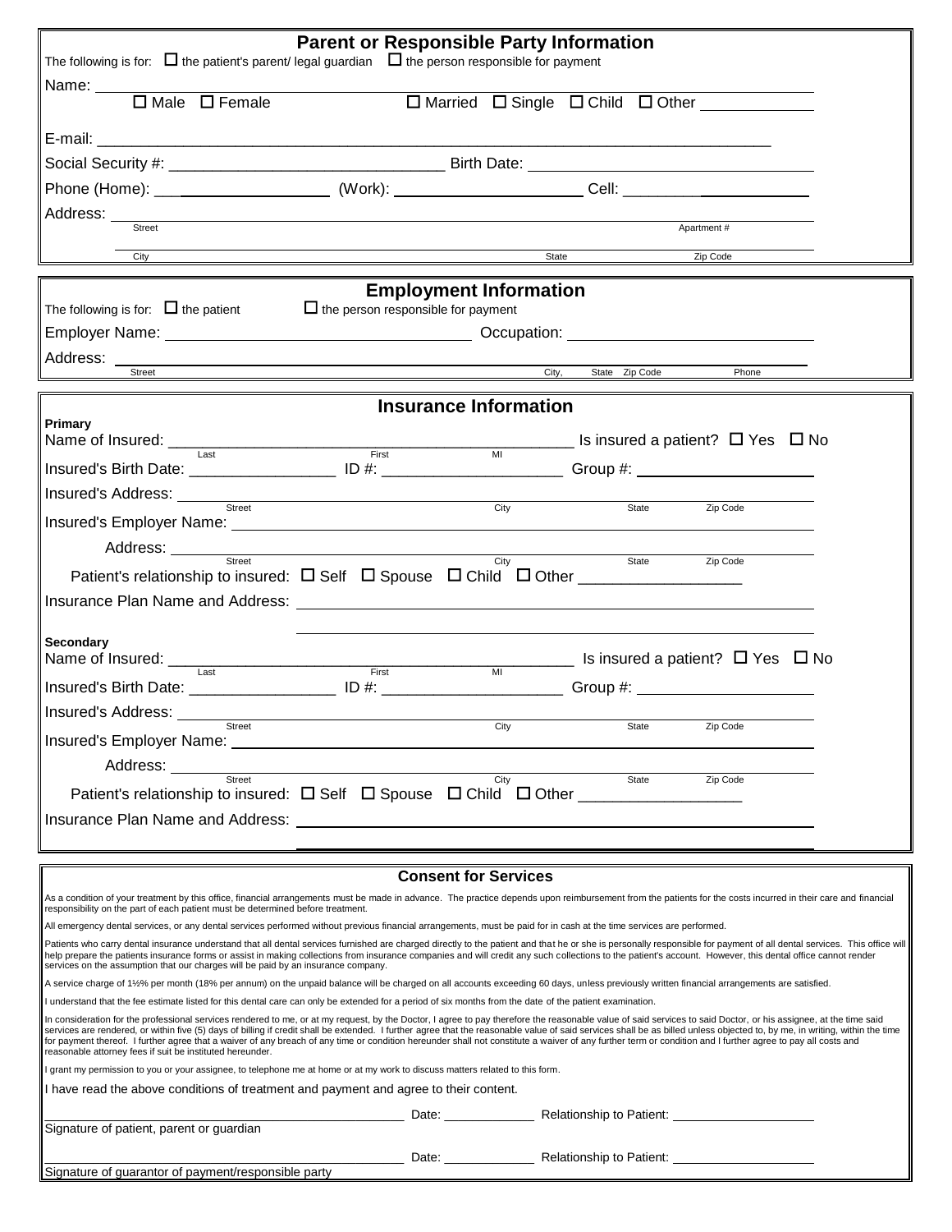## Parent or Responsible Party Information

The following is for: ☐ the patient's parent/ legal guardian ☐ the person responsible for payment

Name: ______________________________________________

☐ Male ☐ Female ☐ Married ☐ Single ☐ Child ☐ Other ____________

E-mail: ______________________________________________

Social Security #: ______________________ Birth Date: ______________________

Phone (Home): ______________ (Work): ______________ Cell: ______________

Address: ______________________________________________
Street Apartment #

______________________________________________
City State Zip Code

## Employment Information

The following is for: ☐ the patient ☐ the person responsible for payment

Employer Name: ______________________ Occupation: ______________________

Address: ______________________________________________
Street City, State Zip Code Phone

## Insurance Information

**Primary**

Name of Insured: ______________________________ Is insured a patient? ☐ Yes ☐ No
Last First MI

Insured's Birth Date: ____________ ID #: ______________ Group #: ______________

Insured's Address: ______________________________________________
Street City State Zip Code

Insured's Employer Name: ______________________________________________

Address: ______________________________________________
Street City State Zip Code

Patient's relationship to insured: ☐ Self ☐ Spouse ☐ Child ☐ Other ______________

Insurance Plan Name and Address: ______________________________________________

______________________________________________

**Secondary**

Name of Insured: ______________________________ Is insured a patient? ☐ Yes ☐ No
Last First MI

Insured's Birth Date: ____________ ID #: ______________ Group #: ______________

Insured's Address: ______________________________________________
Street City State Zip Code

Insured's Employer Name: ______________________________________________

Address: ______________________________________________
Street City State Zip Code

Patient's relationship to insured: ☐ Self ☐ Spouse ☐ Child ☐ Other ______________

Insurance Plan Name and Address: ______________________________________________

______________________________________________

## Consent for Services

As a condition of your treatment by this office, financial arrangements must be made in advance. The practice depends upon reimbursement from the patients for the costs incurred in their care and financial responsibility on the part of each patient must be determined before treatment.

All emergency dental services, or any dental services performed without previous financial arrangements, must be paid for in cash at the time services are performed.

Patients who carry dental insurance understand that all dental services furnished are charged directly to the patient and that he or she is personally responsible for payment of all dental services. This office will help prepare the patients insurance forms or assist in making collections from insurance companies and will credit any such collections to the patient's account. However, this dental office cannot render services on the assumption that our charges will be paid by an insurance company.

A service charge of 1½% per month (18% per annum) on the unpaid balance will be charged on all accounts exceeding 60 days, unless previously written financial arrangements are satisfied.

I understand that the fee estimate listed for this dental care can only be extended for a period of six months from the date of the patient examination.

In consideration for the professional services rendered to me, or at my request, by the Doctor, I agree to pay therefore the reasonable value of said services to said Doctor, or his assignee, at the time said services are rendered, or within five (5) days of billing if credit shall be extended. I further agree that the reasonable value of said services shall be as billed unless objected to, by me, in writing, within the time for payment thereof. I further agree that a waiver of any breach of any time or condition hereunder shall not constitute a waiver of any further term or condition and I further agree to pay all costs and reasonable attorney fees if suit be instituted hereunder.

I grant my permission to you or your assignee, to telephone me at home or at my work to discuss matters related to this form.

I have read the above conditions of treatment and payment and agree to their content.

______________________________ Date: ____________ Relationship to Patient: ______________
Signature of patient, parent or guardian

______________________________ Date: ____________ Relationship to Patient: ______________
Signature of guarantor of payment/responsible party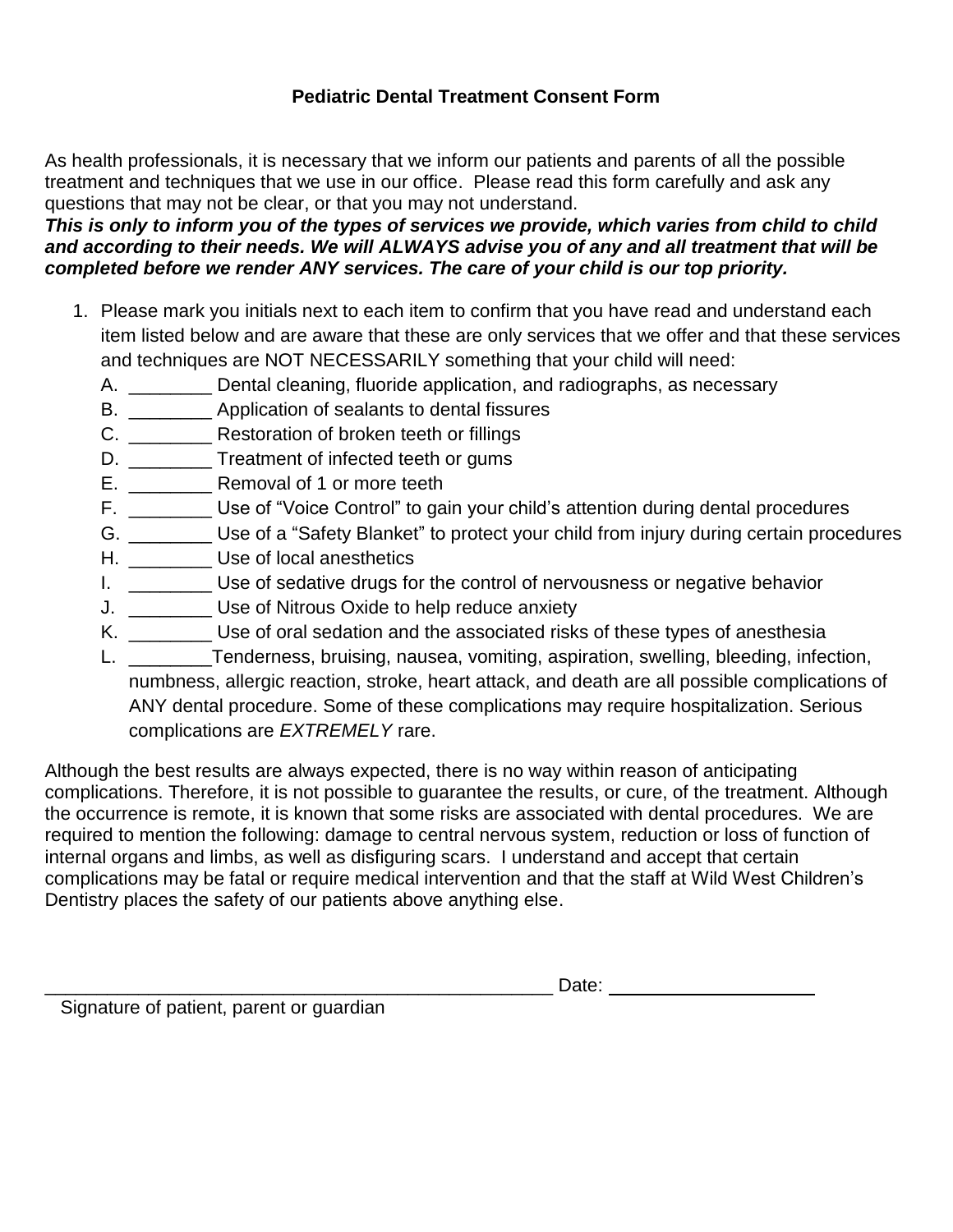**Pediatric Dental Treatment Consent Form**

As health professionals, it is necessary that we inform our patients and parents of all the possible treatment and techniques that we use in our office. Please read this form carefully and ask any questions that may not be clear, or that you may not understand.

***This is only to inform you of the types of services we provide, which varies from child to child and according to their needs. We will ALWAYS advise you of any and all treatment that will be completed before we render ANY services. The care of your child is our top priority.***

1. Please mark you initials next to each item to confirm that you have read and understand each item listed below and are aware that these are only services that we offer and that these services and techniques are NOT NECESSARILY something that your child will need:
   - A. ________ Dental cleaning, fluoride application, and radiographs, as necessary
   - B. ________ Application of sealants to dental fissures
   - C. ________ Restoration of broken teeth or fillings
   - D. ________ Treatment of infected teeth or gums
   - E. ________ Removal of 1 or more teeth
   - F. ________ Use of "Voice Control" to gain your child's attention during dental procedures
   - G. ________ Use of a "Safety Blanket" to protect your child from injury during certain procedures
   - H. ________ Use of local anesthetics
   - I. ________ Use of sedative drugs for the control of nervousness or negative behavior
   - J. ________ Use of Nitrous Oxide to help reduce anxiety
   - K. ________ Use of oral sedation and the associated risks of these types of anesthesia
   - L. ________Tenderness, bruising, nausea, vomiting, aspiration, swelling, bleeding, infection, numbness, allergic reaction, stroke, heart attack, and death are all possible complications of ANY dental procedure. Some of these complications may require hospitalization. Serious complications are *EXTREMELY* rare.

Although the best results are always expected, there is no way within reason of anticipating complications. Therefore, it is not possible to guarantee the results, or cure, of the treatment. Although the occurrence is remote, it is known that some risks are associated with dental procedures. We are required to mention the following: damage to central nervous system, reduction or loss of function of internal organs and limbs, as well as disfiguring scars. I understand and accept that certain complications may be fatal or require medical intervention and that the staff at Wild West Children's Dentistry places the safety of our patients above anything else.

___________________________________________________ Date: ____________________

Signature of patient, parent or guardian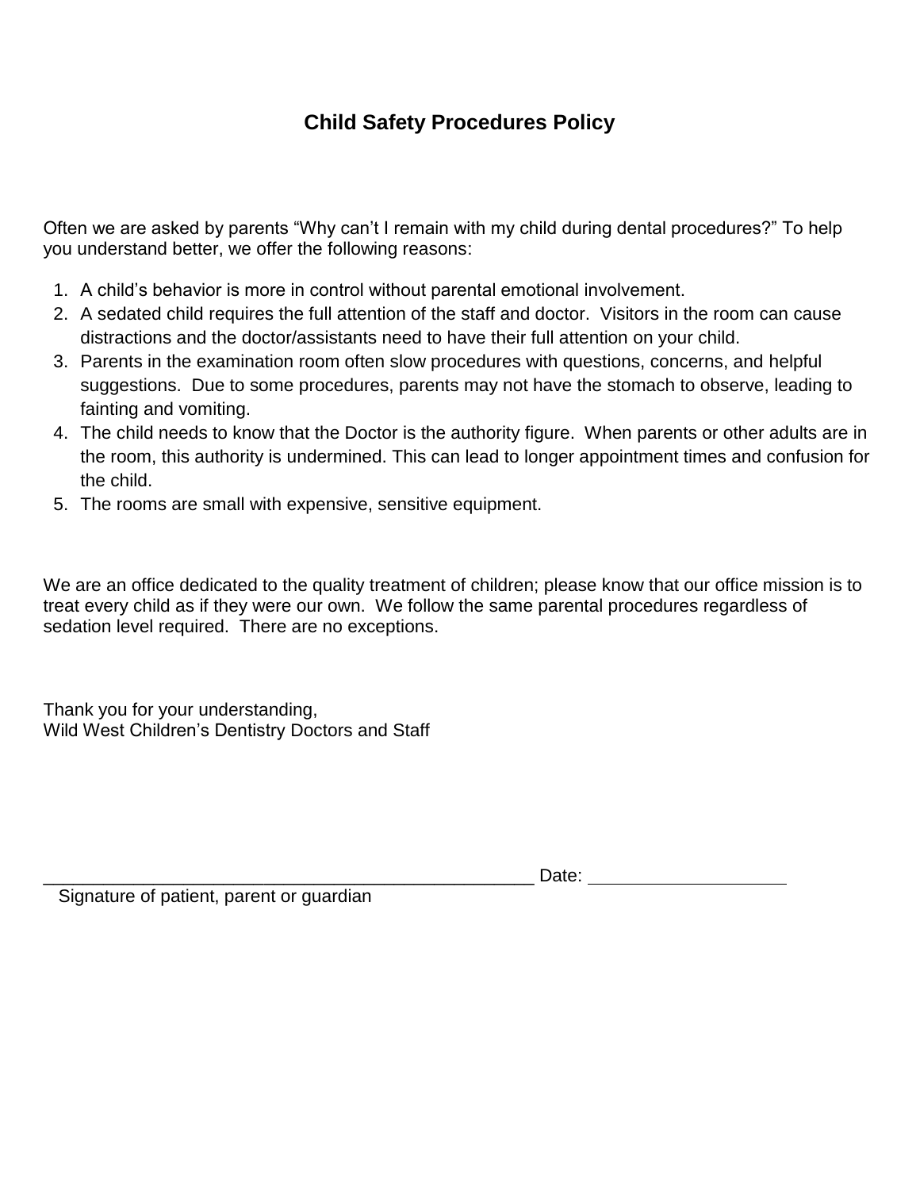# Child Safety Procedures Policy

Often we are asked by parents "Why can't I remain with my child during dental procedures?" To help you understand better, we offer the following reasons:

1. A child's behavior is more in control without parental emotional involvement.
2. A sedated child requires the full attention of the staff and doctor. Visitors in the room can cause distractions and the doctor/assistants need to have their full attention on your child.
3. Parents in the examination room often slow procedures with questions, concerns, and helpful suggestions. Due to some procedures, parents may not have the stomach to observe, leading to fainting and vomiting.
4. The child needs to know that the Doctor is the authority figure. When parents or other adults are in the room, this authority is undermined. This can lead to longer appointment times and confusion for the child.
5. The rooms are small with expensive, sensitive equipment.

We are an office dedicated to the quality treatment of children; please know that our office mission is to treat every child as if they were our own. We follow the same parental procedures regardless of sedation level required. There are no exceptions.

Thank you for your understanding,
Wild West Children's Dentistry Doctors and Staff

__________________________________________________ Date: ____________________

Signature of patient, parent or guardian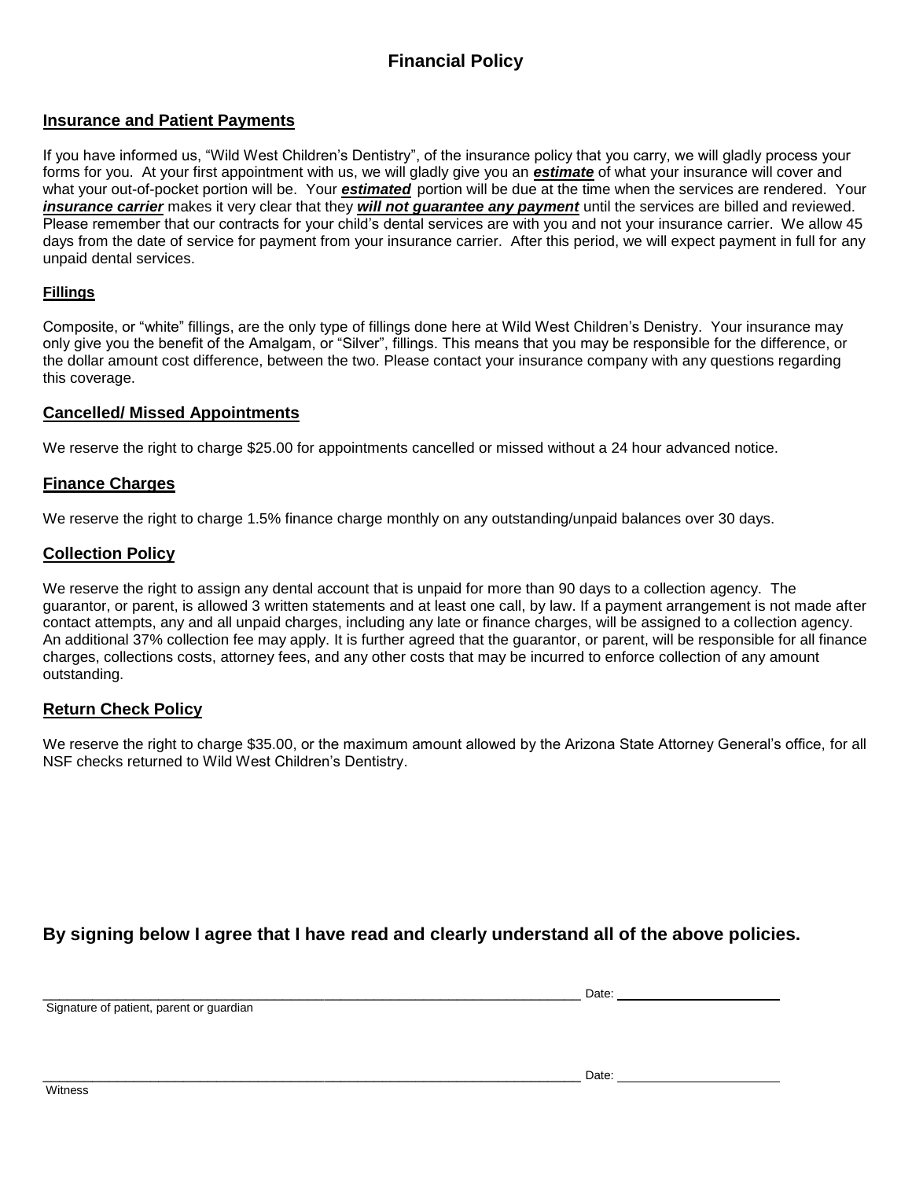# Financial Policy

## Insurance and Patient Payments

If you have informed us, "Wild West Children's Dentistry", of the insurance policy that you carry, we will gladly process your forms for you. At your first appointment with us, we will gladly give you an ***estimate*** of what your insurance will cover and what your out-of-pocket portion will be. Your ***estimated*** portion will be due at the time when the services are rendered. Your ***insurance carrier*** makes it very clear that they ***will not guarantee any payment*** until the services are billed and reviewed. Please remember that our contracts for your child's dental services are with you and not your insurance carrier. We allow 45 days from the date of service for payment from your insurance carrier. After this period, we will expect payment in full for any unpaid dental services.

## Fillings

Composite, or "white" fillings, are the only type of fillings done here at Wild West Children's Denistry. Your insurance may only give you the benefit of the Amalgam, or "Silver", fillings. This means that you may be responsible for the difference, or the dollar amount cost difference, between the two. Please contact your insurance company with any questions regarding this coverage.

## Cancelled/ Missed Appointments

We reserve the right to charge $25.00 for appointments cancelled or missed without a 24 hour advanced notice.

## Finance Charges

We reserve the right to charge 1.5% finance charge monthly on any outstanding/unpaid balances over 30 days.

## Collection Policy

We reserve the right to assign any dental account that is unpaid for more than 90 days to a collection agency. The guarantor, or parent, is allowed 3 written statements and at least one call, by law. If a payment arrangement is not made after contact attempts, any and all unpaid charges, including any late or finance charges, will be assigned to a collection agency. An additional 37% collection fee may apply. It is further agreed that the guarantor, or parent, will be responsible for all finance charges, collections costs, attorney fees, and any other costs that may be incurred to enforce collection of any amount outstanding.

## Return Check Policy

We reserve the right to charge $35.00, or the maximum amount allowed by the Arizona State Attorney General's office, for all NSF checks returned to Wild West Children's Dentistry.

**By signing below I agree that I have read and clearly understand all of the above policies.**

______________________________________________________________ Date: ____________________

Signature of patient, parent or guardian

______________________________________________________________ Date: ____________________

Witness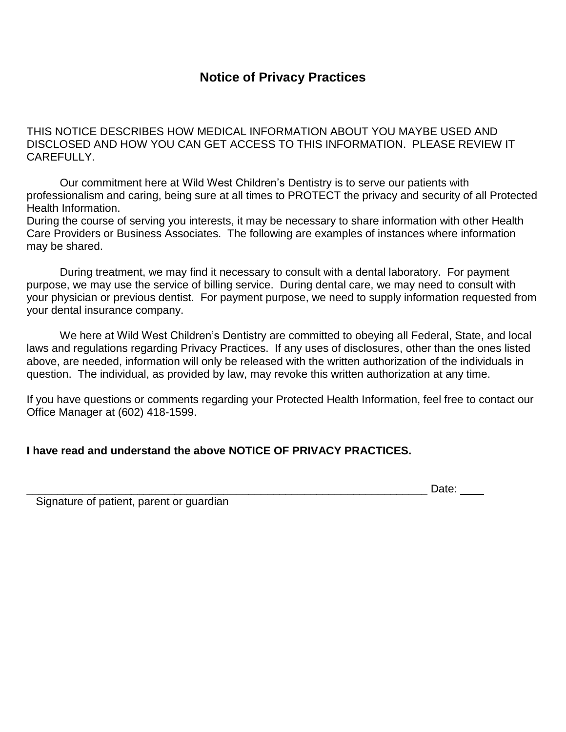# Notice of Privacy Practices

THIS NOTICE DESCRIBES HOW MEDICAL INFORMATION ABOUT YOU MAYBE USED AND DISCLOSED AND HOW YOU CAN GET ACCESS TO THIS INFORMATION. PLEASE REVIEW IT CAREFULLY.

Our commitment here at Wild West Children's Dentistry is to serve our patients with professionalism and caring, being sure at all times to PROTECT the privacy and security of all Protected Health Information.
During the course of serving you interests, it may be necessary to share information with other Health Care Providers or Business Associates. The following are examples of instances where information may be shared.

During treatment, we may find it necessary to consult with a dental laboratory. For payment purpose, we may use the service of billing service. During dental care, we may need to consult with your physician or previous dentist. For payment purpose, we need to supply information requested from your dental insurance company.

We here at Wild West Children's Dentistry are committed to obeying all Federal, State, and local laws and regulations regarding Privacy Practices. If any uses of disclosures, other than the ones listed above, are needed, information will only be released with the written authorization of the individuals in question. The individual, as provided by law, may revoke this written authorization at any time.

If you have questions or comments regarding your Protected Health Information, feel free to contact our Office Manager at (602) 418-1599.

**I have read and understand the above NOTICE OF PRIVACY PRACTICES.**

_________________________________________________________________ Date: ____

Signature of patient, parent or guardian